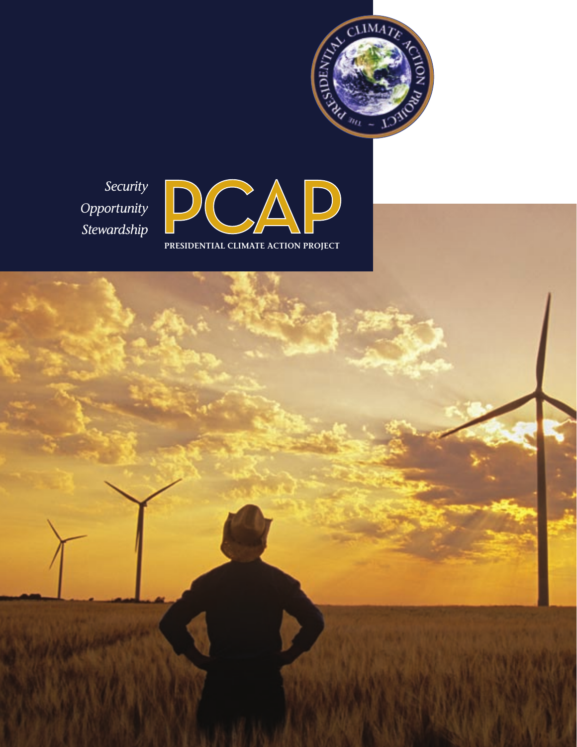*Security*
*Opportunity*
*Stewardship*

# PCAP

**PRESIDENTIAL CLIMATE ACTION PROJECT**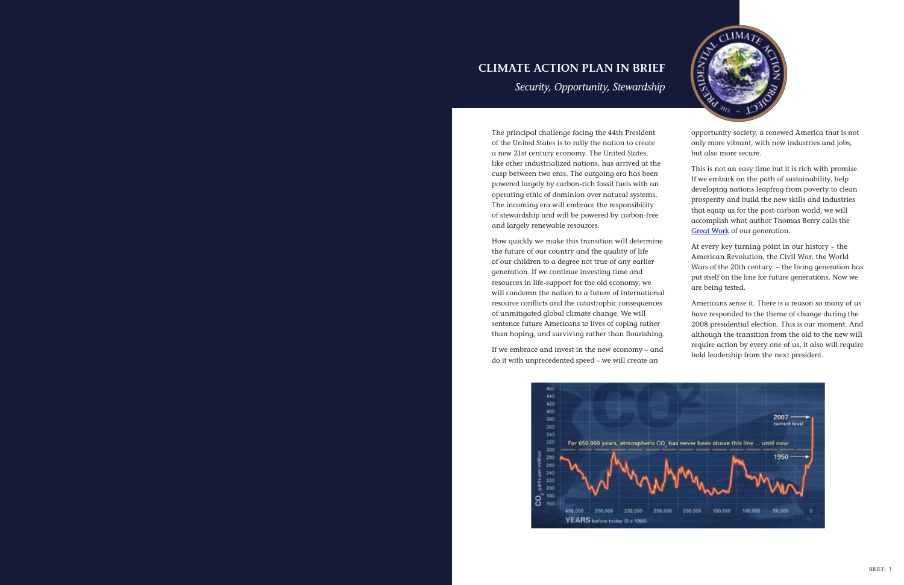# CLIMATE ACTION PLAN IN BRIEF

*Security, Opportunity, Stewardship*

The principal challenge facing the 44th President of the United States is to rally the nation to create a new 21st century economy. The United States, like other industrialized nations, has arrived at the cusp between two eras. The outgoing era has been powered largely by carbon-rich fossil fuels with an operating ethic of dominion over natural systems. The incoming era will embrace the responsibility of stewardship and will be powered by carbon-free and largely renewable resources.

How quickly we make this transition will determine the future of our country and the quality of life of our children to a degree not true of any earlier generation. If we continue investing time and resources in life-support for the old economy, we will condemn the nation to a future of international resource conflicts and the catastrophic consequences of unmitigated global climate change. We will sentence future Americans to lives of coping rather than hoping, and surviving rather than flourishing.

If we embrace and invest in the new economy – and do it with unprecedented speed – we will create an opportunity society, a renewed America that is not only more vibrant, with new industries and jobs, but also more secure.

This is not an easy time but it is rich with promise. If we embark on the path of sustainability, help developing nations leapfrog from poverty to clean prosperity and build the new skills and industries that equip us for the post-carbon world, we will accomplish what author Thomas Berry calls the Great Work of our generation.

At every key turning point in our history – the American Revolution, the Civil War, the World Wars of the 20th century – the living generation has put itself on the line for future generations. Now we are being tested.

Americans sense it. There is a reason so many of us have responded to the theme of change during the 2008 presidential election. This is our moment. And although the transition from the old to the new will require action by every one of us, it also will require bold leadership from the next president.

$CO_2$

For 650,000 years, atmospheric $CO_2$ has never been above this line ... until now

2007 current level

1950

$CO_2$ parts per million

460
440
420
400
380
360
340
320
300
280
260
240
220
200
180
160

400,000 350,000 300,000 250,000 200,000 150,000 100,000 50,000 0

YEARS before today (0 = 1950)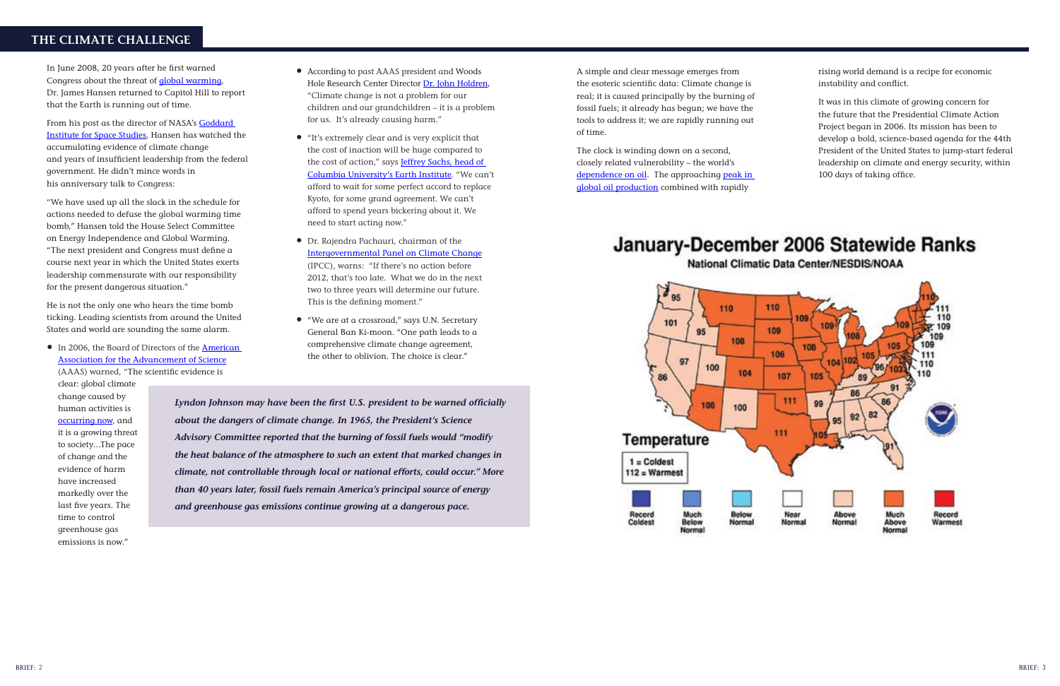## THE CLIMATE CHALLENGE

In June 2008, 20 years after he first warned Congress about the threat of global warming, Dr. James Hansen returned to Capitol Hill to report that the Earth is running out of time.

From his post as the director of NASA's Goddard Institute for Space Studies, Hansen has watched the accumulating evidence of climate change and years of insufficient leadership from the federal government. He didn't mince words in his anniversary talk to Congress:

"We have used up all the slack in the schedule for actions needed to defuse the global warming time bomb," Hansen told the House Select Committee on Energy Independence and Global Warming. "The next president and Congress must define a course next year in which the United States exerts leadership commensurate with our responsibility for the present dangerous situation."

He is not the only one who hears the time bomb ticking. Leading scientists from around the United States and world are sounding the same alarm.

- In 2006, the Board of Directors of the American Association for the Advancement of Science (AAAS) warned, "The scientific evidence is clear: global climate change caused by human activities is occurring now, and it is a growing threat to society…The pace of change and the evidence of harm have increased markedly over the last five years. The time to control greenhouse gas emissions is now."
- According to past AAAS president and Woods Hole Research Center Director Dr. John Holdren, "Climate change is not a problem for our children and our grandchildren – it is a problem for us. It's already causing harm."
- "It's extremely clear and is very explicit that the cost of inaction will be huge compared to the cost of action," says Jeffrey Sachs, head of Columbia University's Earth Institute. "We can't afford to wait for some perfect accord to replace Kyoto, for some grand agreement. We can't afford to spend years bickering about it. We need to start acting now."
- Dr. Rajendra Pachauri, chairman of the Intergovernmental Panel on Climate Change (IPCC), warns: "If there's no action before 2012, that's too late. What we do in the next two to three years will determine our future. This is the defining moment."
- "We are at a crossroad," says U.N. Secretary General Ban Ki-moon. "One path leads to a comprehensive climate change agreement, the other to oblivion. The choice is clear."

***Lyndon Johnson may have been the first U.S. president to be warned officially about the dangers of climate change. In 1965, the President's Science Advisory Committee reported that the burning of fossil fuels would "modify the heat balance of the atmosphere to such an extent that marked changes in climate, not controllable through local or national efforts, could occur." More than 40 years later, fossil fuels remain America's principal source of energy and greenhouse gas emissions continue growing at a dangerous pace.***

A simple and clear message emerges from the esoteric scientific data: Climate change is real; it is caused principally by the burning of fossil fuels; it already has begun; we have the tools to address it; we are rapidly running out of time.

The clock is winding down on a second, closely related vulnerability – the world's dependence on oil. The approaching peak in global oil production combined with rapidly rising world demand is a recipe for economic instability and conflict.

It was in this climate of growing concern for the future that the Presidential Climate Action Project began in 2006. Its mission has been to develop a bold, science-based agenda for the 44th President of the United States to jump-start federal leadership on climate and energy security, within 100 days of taking office.

January-December 2006 Statewide Ranks

National Climatic Data Center/NESDIS/NOAA

Temperature

1 = Coldest
112 = Warmest

Record Coldest
Much Below Normal
Below Normal
Near Normal
Above Normal
Much Above Normal
Record Warmest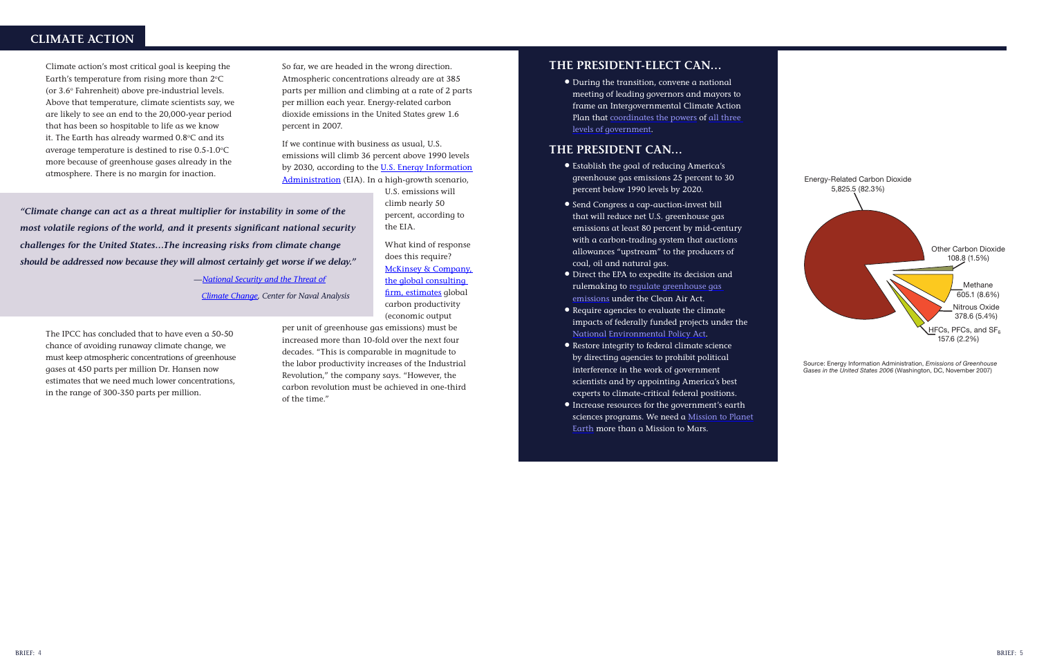## CLIMATE ACTION

Climate action's most critical goal is keeping the Earth's temperature from rising more than 2°C (or 3.6° Fahrenheit) above pre-industrial levels. Above that temperature, climate scientists say, we are likely to see an end to the 20,000-year period that has been so hospitable to life as we know it. The Earth has already warmed 0.8°C and its average temperature is destined to rise 0.5-1.0°C more because of greenhouse gases already in the atmosphere. There is no margin for inaction.

> ***"Climate change can act as a threat multiplier for instability in some of the most volatile regions of the world, and it presents significant national security challenges for the United States...The increasing risks from climate change should be addressed now because they will almost certainly get worse if we delay."***
>
> *—National Security and the Threat of Climate Change, Center for Naval Analysis*

The IPCC has concluded that to have even a 50-50 chance of avoiding runaway climate change, we must keep atmospheric concentrations of greenhouse gases at 450 parts per million Dr. Hansen now estimates that we need much lower concentrations, in the range of 300-350 parts per million.

So far, we are headed in the wrong direction. Atmospheric concentrations already are at 385 parts per million and climbing at a rate of 2 parts per million each year. Energy-related carbon dioxide emissions in the United States grew 1.6 percent in 2007.

If we continue with business as usual, U.S. emissions will climb 36 percent above 1990 levels by 2030, according to the U.S. Energy Information Administration (EIA). In a high-growth scenario, U.S. emissions will climb nearly 50 percent, according to the EIA.

What kind of response does this require? McKinsey & Company, the global consulting firm, estimates global carbon productivity (economic output per unit of greenhouse gas emissions) must be increased more than 10-fold over the next four decades. "This is comparable in magnitude to the labor productivity increases of the Industrial Revolution," the company says. "However, the carbon revolution must be achieved in one-third of the time."

### THE PRESIDENT-ELECT CAN...

- During the transition, convene a national meeting of leading governors and mayors to frame an Intergovernmental Climate Action Plan that coordinates the powers of all three levels of government.

### THE PRESIDENT CAN...

- Establish the goal of reducing America's greenhouse gas emissions 25 percent to 30 percent below 1990 levels by 2020.
- Send Congress a cap-auction-invest bill that will reduce net U.S. greenhouse gas emissions at least 80 percent by mid-century with a carbon-trading system that auctions allowances "upstream" to the producers of coal, oil and natural gas.
- Direct the EPA to expedite its decision and rulemaking to regulate greenhouse gas emissions under the Clean Air Act.
- Require agencies to evaluate the climate impacts of federally funded projects under the National Environmental Policy Act.
- Restore integrity to federal climate science by directing agencies to prohibit political interference in the work of government scientists and by appointing America's best experts to climate-critical federal positions.
- Increase resources for the government's earth sciences programs. We need a Mission to Planet Earth more than a Mission to Mars.

Energy-Related Carbon Dioxide
5,825.5 (82.3%)

Other Carbon Dioxide
108.8 (1.5%)

Methane
605.1 (8.6%)

Nitrous Oxide
378.6 (5.4%)

HFCs, PFCs, and $SF_6$
157.6 (2.2%)

Source: Energy Information Administration, *Emissions of Greenhouse Gases in the United States 2006* (Washington, DC, November 2007)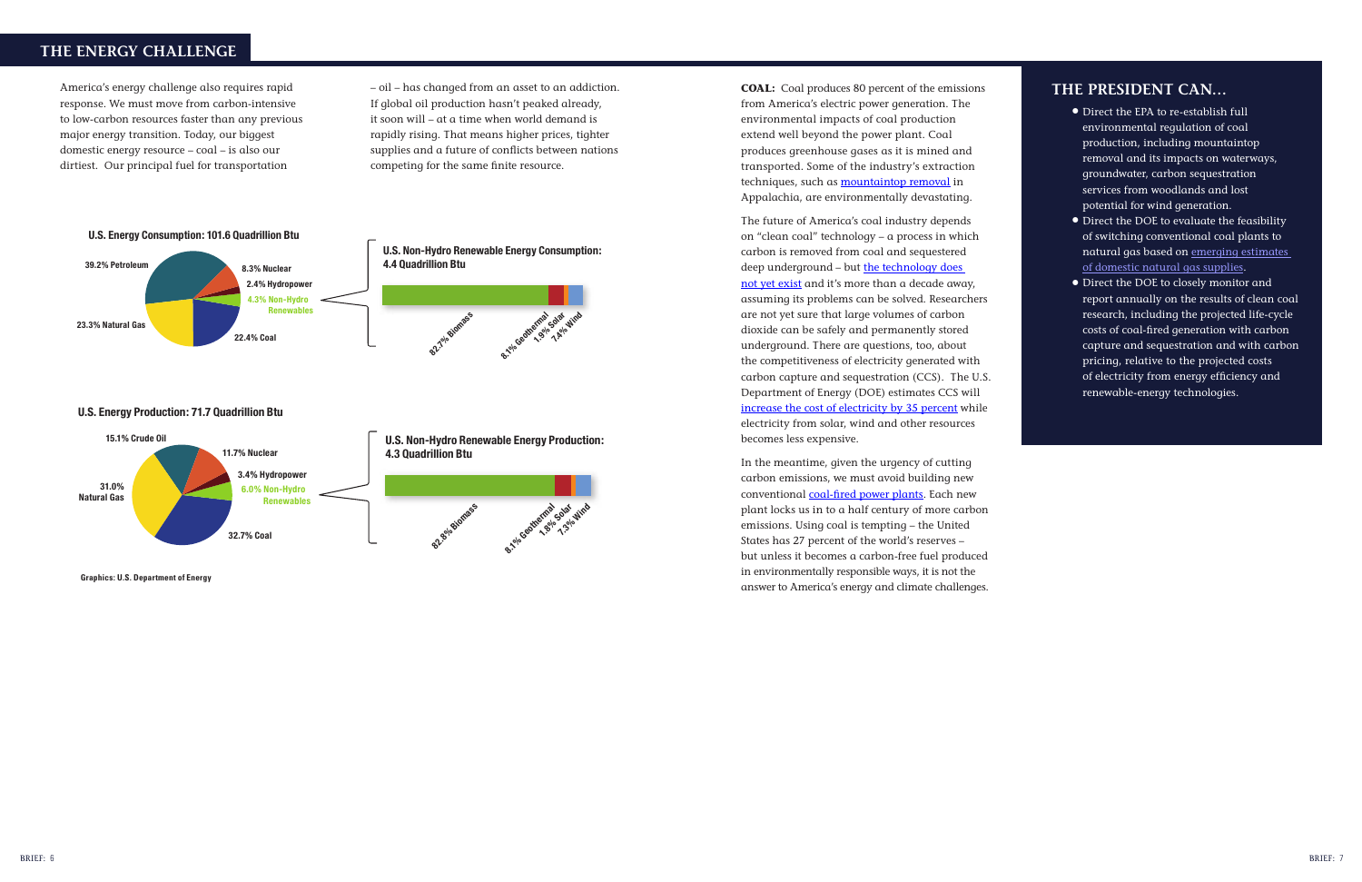## THE ENERGY CHALLENGE

America's energy challenge also requires rapid response. We must move from carbon-intensive to low-carbon resources faster than any previous major energy transition. Today, our biggest domestic energy resource – coal – is also our dirtiest. Our principal fuel for transportation – oil – has changed from an asset to an addiction. If global oil production hasn't peaked already, it soon will – at a time when world demand is rapidly rising. That means higher prices, tighter supplies and a future of conflicts between nations competing for the same finite resource.

**U.S. Energy Consumption: 101.6 Quadrillion Btu**

39.2% Petroleum
8.3% Nuclear
2.4% Hydropower
4.3% Non-Hydro Renewables
23.3% Natural Gas
22.4% Coal

**U.S. Non-Hydro Renewable Energy Consumption: 4.4 Quadrillion Btu**

82.7% Biomass
8.1% Geothermal
1.9% Solar
7.4% Wind

**U.S. Energy Production: 71.7 Quadrillion Btu**

15.1% Crude Oil
11.7% Nuclear
3.4% Hydropower
6.0% Non-Hydro Renewables
31.0% Natural Gas
32.7% Coal

**U.S. Non-Hydro Renewable Energy Production: 4.3 Quadrillion Btu**

82.8% Biomass
8.1% Geothermal
1.8% Solar
7.3% Wind

Graphics: U.S. Department of Energy

**COAL:** Coal produces 80 percent of the emissions from America's electric power generation. The environmental impacts of coal production extend well beyond the power plant. Coal produces greenhouse gases as it is mined and transported. Some of the industry's extraction techniques, such as mountaintop removal in Appalachia, are environmentally devastating.

The future of America's coal industry depends on "clean coal" technology – a process in which carbon is removed from coal and sequestered deep underground – but the technology does not yet exist and it's more than a decade away, assuming its problems can be solved. Researchers are not yet sure that large volumes of carbon dioxide can be safely and permanently stored underground. There are questions, too, about the competitiveness of electricity generated with carbon capture and sequestration (CCS). The U.S. Department of Energy (DOE) estimates CCS will increase the cost of electricity by 35 percent while electricity from solar, wind and other resources becomes less expensive.

In the meantime, given the urgency of cutting carbon emissions, we must avoid building new conventional coal-fired power plants. Each new plant locks us in to a half century of more carbon emissions. Using coal is tempting – the United States has 27 percent of the world's reserves – but unless it becomes a carbon-free fuel produced in environmentally responsible ways, it is not the answer to America's energy and climate challenges.

## THE PRESIDENT CAN...

- Direct the EPA to re-establish full environmental regulation of coal production, including mountaintop removal and its impacts on waterways, groundwater, carbon sequestration services from woodlands and lost potential for wind generation.
- Direct the DOE to evaluate the feasibility of switching conventional coal plants to natural gas based on emerging estimates of domestic natural gas supplies.
- Direct the DOE to closely monitor and report annually on the results of clean coal research, including the projected life-cycle costs of coal-fired generation with carbon capture and sequestration and with carbon pricing, relative to the projected costs of electricity from energy efficiency and renewable-energy technologies.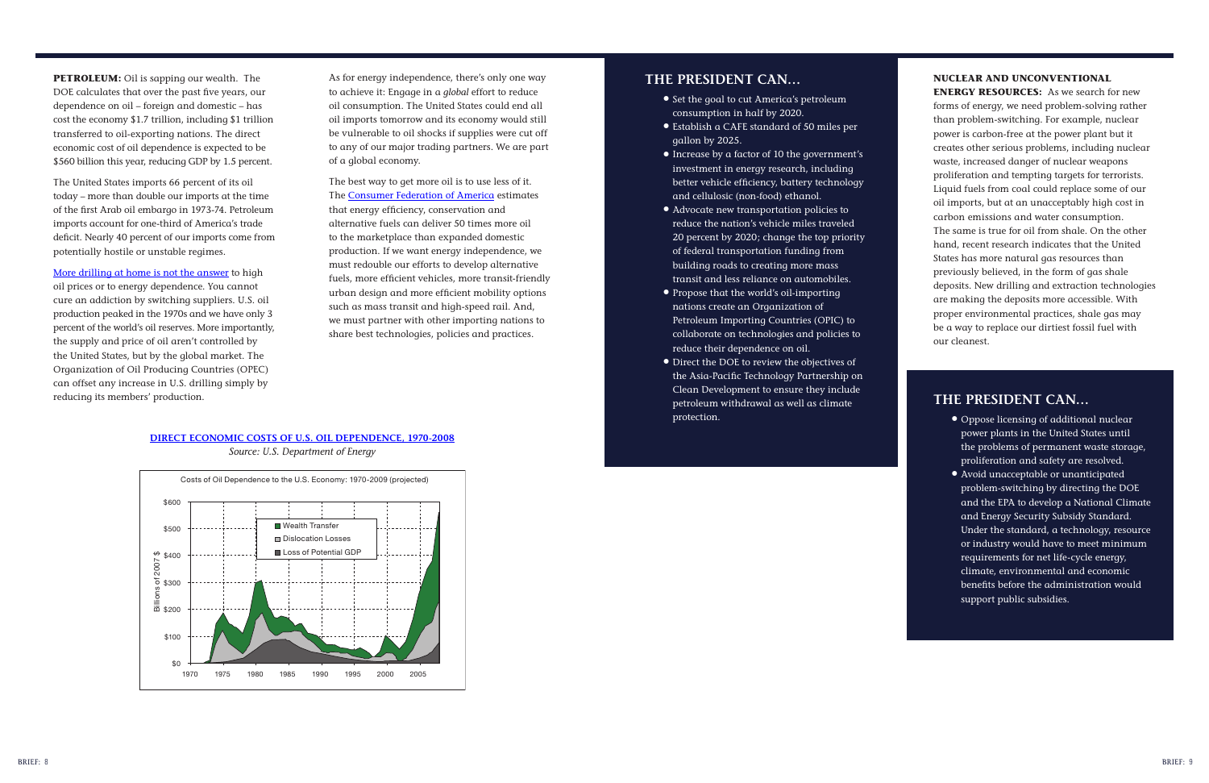**PETROLEUM:** Oil is sapping our wealth. The DOE calculates that over the past five years, our dependence on oil – foreign and domestic – has cost the economy $1.7 trillion, including $1 trillion transferred to oil-exporting nations. The direct economic cost of oil dependence is expected to be $560 billion this year, reducing GDP by 1.5 percent.

The United States imports 66 percent of its oil today – more than double our imports at the time of the first Arab oil embargo in 1973-74. Petroleum imports account for one-third of America's trade deficit. Nearly 40 percent of our imports come from potentially hostile or unstable regimes.

More drilling at home is not the answer to high oil prices or to energy dependence. You cannot cure an addiction by switching suppliers. U.S. oil production peaked in the 1970s and we have only 3 percent of the world's oil reserves. More importantly, the supply and price of oil aren't controlled by the United States, but by the global market. The Organization of Oil Producing Countries (OPEC) can offset any increase in U.S. drilling simply by reducing its members' production.

As for energy independence, there's only one way to achieve it: Engage in a *global* effort to reduce oil consumption. The United States could end all oil imports tomorrow and its economy would still be vulnerable to oil shocks if supplies were cut off to any of our major trading partners. We are part of a global economy.

The best way to get more oil is to use less of it. The Consumer Federation of America estimates that energy efficiency, conservation and alternative fuels can deliver 50 times more oil to the marketplace than expanded domestic production. If we want energy independence, we must redouble our efforts to develop alternative fuels, more efficient vehicles, more transit-friendly urban design and more efficient mobility options such as mass transit and high-speed rail. And, we must partner with other importing nations to share best technologies, policies and practices.

**DIRECT ECONOMIC COSTS OF U.S. OIL DEPENDENCE, 1970-2008**

*Source: U.S. Department of Energy*

Costs of Oil Dependence to the U.S. Economy: 1970-2009 (projected)

Billions of 2007 $

$0
$100
$200
$300
$400
$500
$600

1970
1975
1980
1985
1990
1995
2000
2005

Wealth Transfer
Dislocation Losses
Loss of Potential GDP

## THE PRESIDENT CAN...

- Set the goal to cut America's petroleum consumption in half by 2020.
- Establish a CAFE standard of 50 miles per gallon by 2025.
- Increase by a factor of 10 the government's investment in energy research, including better vehicle efficiency, battery technology and cellulosic (non-food) ethanol.
- Advocate new transportation policies to reduce the nation's vehicle miles traveled 20 percent by 2020; change the top priority of federal transportation funding from building roads to creating more mass transit and less reliance on automobiles.
- Propose that the world's oil-importing nations create an Organization of Petroleum Importing Countries (OPIC) to collaborate on technologies and policies to reduce their dependence on oil.
- Direct the DOE to review the objectives of the Asia-Pacific Technology Partnership on Clean Development to ensure they include petroleum withdrawal as well as climate protection.

**NUCLEAR AND UNCONVENTIONAL ENERGY RESOURCES:** As we search for new forms of energy, we need problem-solving rather than problem-switching. For example, nuclear power is carbon-free at the power plant but it creates other serious problems, including nuclear waste, increased danger of nuclear weapons proliferation and tempting targets for terrorists. Liquid fuels from coal could replace some of our oil imports, but at an unacceptably high cost in carbon emissions and water consumption. The same is true for oil from shale. On the other hand, recent research indicates that the United States has more natural gas resources than previously believed, in the form of gas shale deposits. New drilling and extraction technologies are making the deposits more accessible. With proper environmental practices, shale gas may be a way to replace our dirtiest fossil fuel with our cleanest.

## THE PRESIDENT CAN...

- Oppose licensing of additional nuclear power plants in the United States until the problems of permanent waste storage, proliferation and safety are resolved.
- Avoid unacceptable or unanticipated problem-switching by directing the DOE and the EPA to develop a National Climate and Energy Security Subsidy Standard. Under the standard, a technology, resource or industry would have to meet minimum requirements for net life-cycle energy, climate, environmental and economic benefits before the administration would support public subsidies.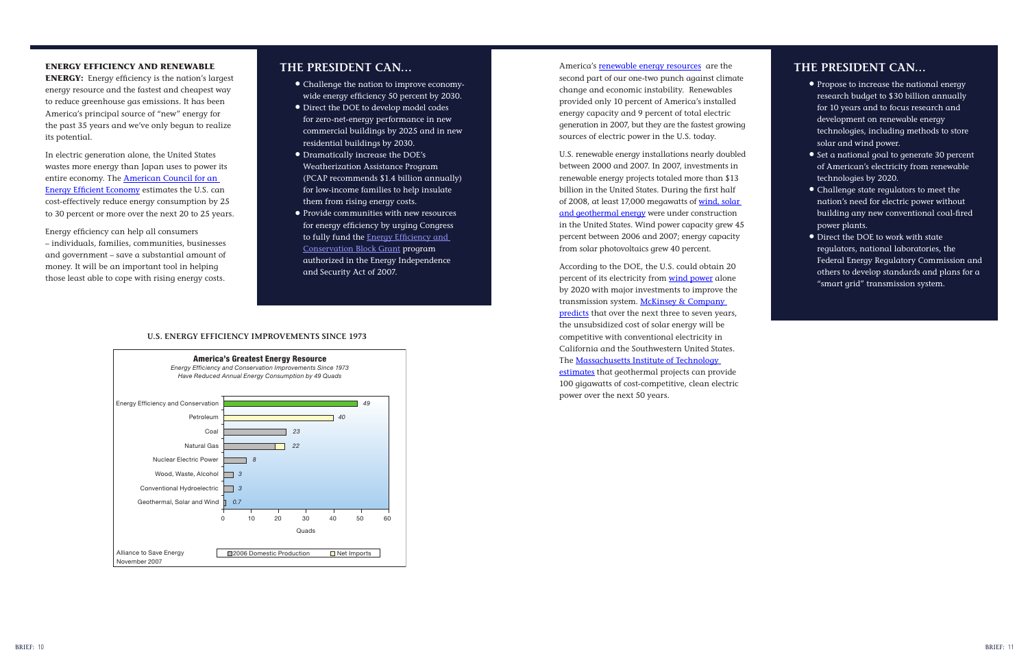**ENERGY EFFICIENCY AND RENEWABLE ENERGY:** Energy efficiency is the nation's largest energy resource and the fastest and cheapest way to reduce greenhouse gas emissions. It has been America's principal source of "new" energy for the past 35 years and we've only begun to realize its potential.

In electric generation alone, the United States wastes more energy than Japan uses to power its entire economy. The American Council for an Energy Efficient Economy estimates the U.S. can cost-effectively reduce energy consumption by 25 to 30 percent or more over the next 20 to 25 years.

Energy efficiency can help all consumers – individuals, families, communities, businesses and government – save a substantial amount of money. It will be an important tool in helping those least able to cope with rising energy costs.

## THE PRESIDENT CAN...

- Challenge the nation to improve economy-wide energy efficiency 50 percent by 2030.
- Direct the DOE to develop model codes for zero-net-energy performance in new commercial buildings by 2025 and in new residential buildings by 2030.
- Dramatically increase the DOE's Weatherization Assistance Program (PCAP recommends $1.4 billion annually) for low-income families to help insulate them from rising energy costs.
- Provide communities with new resources for energy efficiency by urging Congress to fully fund the Energy Efficiency and Conservation Block Grant program authorized in the Energy Independence and Security Act of 2007.

**U.S. ENERGY EFFICIENCY IMPROVEMENTS SINCE 1973**

America's Greatest Energy Resource

*Energy Efficiency and Conservation Improvements Since 1973 Have Reduced Annual Energy Consumption by 49 Quads*

Energy Efficiency and Conservation 49
Petroleum 40
Coal 23
Natural Gas 22
Nuclear Electric Power 8
Wood, Waste, Alcohol 3
Conventional Hydroelectric 3
Geothermal, Solar and Wind 0.7

0 10 20 30 40 50 60
Quads

2006 Domestic Production
Net Imports

Alliance to Save Energy
November 2007

America's renewable energy resources are the second part of our one-two punch against climate change and economic instability. Renewables provided only 10 percent of America's installed energy capacity and 9 percent of total electric generation in 2007, but they are the fastest growing sources of electric power in the U.S. today.

U.S. renewable energy installations nearly doubled between 2000 and 2007. In 2007, investments in renewable energy projects totaled more than $13 billion in the United States. During the first half of 2008, at least 17,000 megawatts of wind, solar and geothermal energy were under construction in the United States. Wind power capacity grew 45 percent between 2006 and 2007; energy capacity from solar photovoltaics grew 40 percent.

According to the DOE, the U.S. could obtain 20 percent of its electricity from wind power alone by 2020 with major investments to improve the transmission system. McKinsey & Company predicts that over the next three to seven years, the unsubsidized cost of solar energy will be competitive with conventional electricity in California and the Southwestern United States. The Massachusetts Institute of Technology estimates that geothermal projects can provide 100 gigawatts of cost-competitive, clean electric power over the next 50 years.

## THE PRESIDENT CAN...

- Propose to increase the national energy research budget to $30 billion annually for 10 years and to focus research and development on renewable energy technologies, including methods to store solar and wind power.
- Set a national goal to generate 30 percent of American's electricity from renewable technologies by 2020.
- Challenge state regulators to meet the nation's need for electric power without building any new conventional coal-fired power plants.
- Direct the DOE to work with state regulators, national laboratories, the Federal Energy Regulatory Commission and others to develop standards and plans for a "smart grid" transmission system.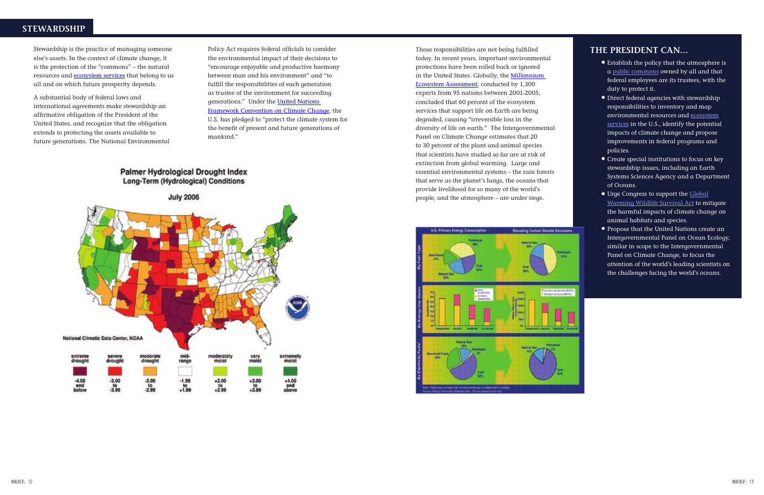## STEWARDSHIP

Stewardship is the practice of managing someone else's assets. In the context of climate change, it is the protection of the "commons" – the natural resources and ecosystem services that belong to us all and on which future prosperity depends.

A substantial body of federal laws and international agreements make stewardship an affirmative obligation of the President of the United States, and recognize that the obligation extends to protecting the assets available to future generations. The National Environmental Policy Act requires federal officials to consider the environmental impact of their decisions to "encourage enjoyable and productive harmony between man and his environment" and "to fulfill the responsibilities of each generation as trustee of the environment for succeeding generations." Under the United Nations Framework Convention on Climate Change, the U.S. has pledged to "protect the climate system for the benefit of present and future generations of mankind."

Palmer Hydrological Drought Index
Long-Term (Hydrological) Conditions

July 2006

National Climatic Data Center, NOAA

extreme drought -4.00 and below
severe drought -3.00 to -3.99
moderate drought -2.00 to -2.99
mid-range -1.99 to +1.99
moderately moist +2.00 to +2.99
very moist +3.00 to +3.99
extremely moist +4.00 and above

Those responsibilities are not being fulfilled today. In recent years, important environmental protections have been rolled back or ignored in the United States. Globally, the Millennium Ecosystem Assessment, conducted by 1,300 experts from 95 nations between 2001-2005, concluded that 60 percent of the ecosystem services that support life on Earth are being degraded, causing "irreversible loss in the diversity of life on earth." The Intergovernmental Panel on Climate Change estimates that 20 to 30 percent of the plant and animal species that scientists have studied so far are at risk of extinction from global warming. Large and essential environmental systems – the rain forests that serve as the planet's lungs, the oceans that provide livelihood for so many of the world's people, and the atmosphere – are under siege.

U.S. Primary Energy Consumption

Resulting Carbon Dioxide Emissions

## THE PRESIDENT CAN...

- Establish the policy that the atmosphere is a public commons owned by all and that federal employees are its trustees, with the duty to protect it.
- Direct federal agencies with stewardship responsibilities to inventory and map environmental resources and ecosystem services in the U.S., identify the potential impacts of climate change and propose improvements in federal programs and policies.
- Create special institutions to focus on key stewardship issues, including an Earth Systems Sciences Agency and a Department of Oceans.
- Urge Congress to support the Global Warming Wildlife Survival Act to mitigate the harmful impacts of climate change on animal habitats and species.
- Propose that the United Nations create an Intergovernmental Panel on Ocean Ecology, similar in scope to the Intergovernmental Panel on Climate Change, to focus the attention of the world's leading scientists on the challenges facing the world's oceans.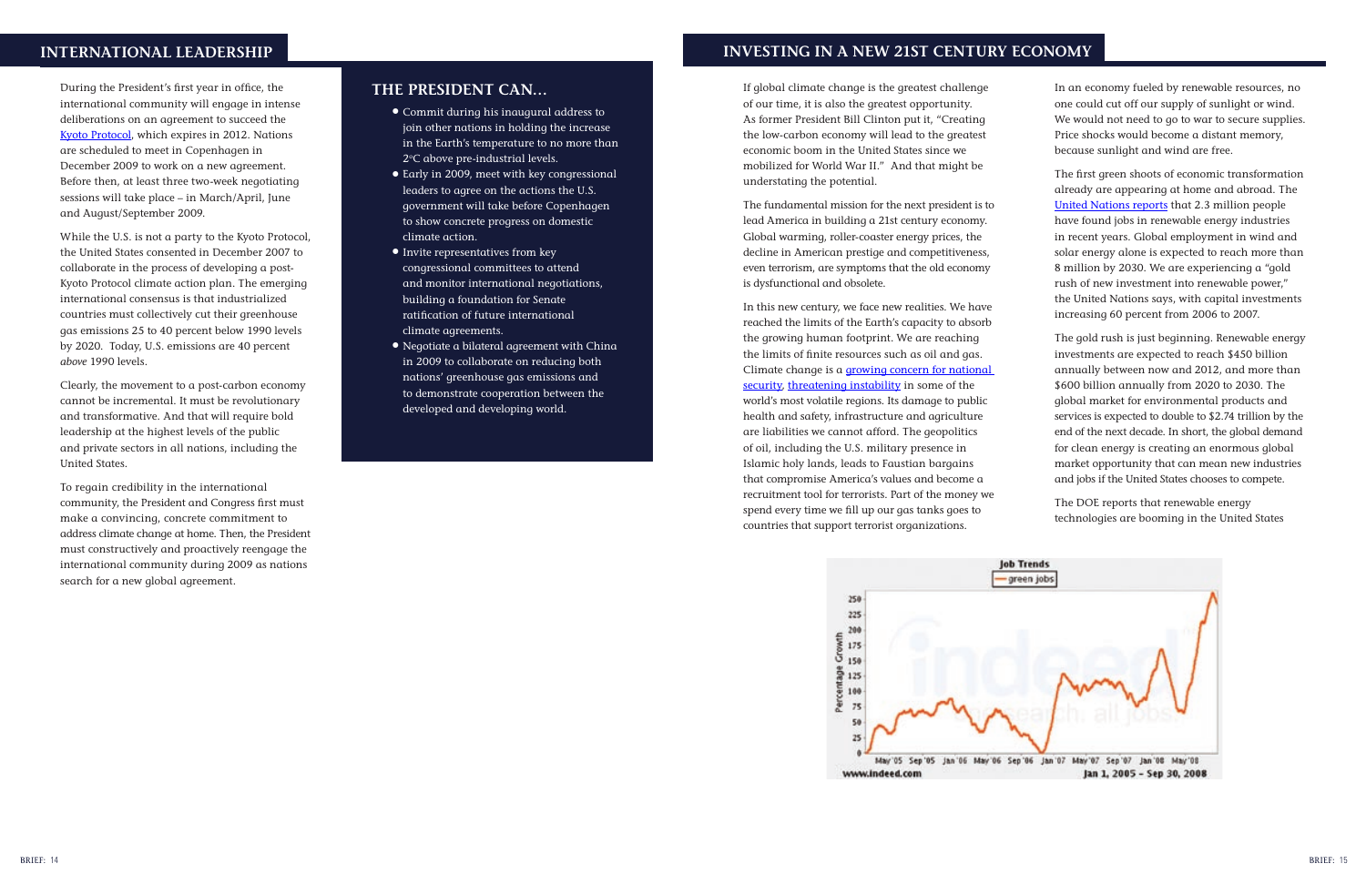## INTERNATIONAL LEADERSHIP

During the President's first year in office, the international community will engage in intense deliberations on an agreement to succeed the Kyoto Protocol, which expires in 2012. Nations are scheduled to meet in Copenhagen in December 2009 to work on a new agreement. Before then, at least three two-week negotiating sessions will take place – in March/April, June and August/September 2009.

While the U.S. is not a party to the Kyoto Protocol, the United States consented in December 2007 to collaborate in the process of developing a post-Kyoto Protocol climate action plan. The emerging international consensus is that industrialized countries must collectively cut their greenhouse gas emissions 25 to 40 percent below 1990 levels by 2020. Today, U.S. emissions are 40 percent *above* 1990 levels.

Clearly, the movement to a post-carbon economy cannot be incremental. It must be revolutionary and transformative. And that will require bold leadership at the highest levels of the public and private sectors in all nations, including the United States.

To regain credibility in the international community, the President and Congress first must make a convincing, concrete commitment to address climate change at home. Then, the President must constructively and proactively reengage the international community during 2009 as nations search for a new global agreement.

### THE PRESIDENT CAN...

- Commit during his inaugural address to join other nations in holding the increase in the Earth's temperature to no more than 2°C above pre-industrial levels.
- Early in 2009, meet with key congressional leaders to agree on the actions the U.S. government will take before Copenhagen to show concrete progress on domestic climate action.
- Invite representatives from key congressional committees to attend and monitor international negotiations, building a foundation for Senate ratification of future international climate agreements.
- Negotiate a bilateral agreement with China in 2009 to collaborate on reducing both nations' greenhouse gas emissions and to demonstrate cooperation between the developed and developing world.

## INVESTING IN A NEW 21ST CENTURY ECONOMY

If global climate change is the greatest challenge of our time, it is also the greatest opportunity. As former President Bill Clinton put it, "Creating the low-carbon economy will lead to the greatest economic boom in the United States since we mobilized for World War II." And that might be understating the potential.

The fundamental mission for the next president is to lead America in building a 21st century economy. Global warming, roller-coaster energy prices, the decline in American prestige and competitiveness, even terrorism, are symptoms that the old economy is dysfunctional and obsolete.

In this new century, we face new realities. We have reached the limits of the Earth's capacity to absorb the growing human footprint. We are reaching the limits of finite resources such as oil and gas. Climate change is a growing concern for national security, threatening instability in some of the world's most volatile regions. Its damage to public health and safety, infrastructure and agriculture are liabilities we cannot afford. The geopolitics of oil, including the U.S. military presence in Islamic holy lands, leads to Faustian bargains that compromise America's values and become a recruitment tool for terrorists. Part of the money we spend every time we fill up our gas tanks goes to countries that support terrorist organizations.

In an economy fueled by renewable resources, no one could cut off our supply of sunlight or wind. We would not need to go to war to secure supplies. Price shocks would become a distant memory, because sunlight and wind are free.

The first green shoots of economic transformation already are appearing at home and abroad. The United Nations reports that 2.3 million people have found jobs in renewable energy industries in recent years. Global employment in wind and solar energy alone is expected to reach more than 8 million by 2030. We are experiencing a "gold rush of new investment into renewable power," the United Nations says, with capital investments increasing 60 percent from 2006 to 2007.

The gold rush is just beginning. Renewable energy investments are expected to reach $450 billion annually between now and 2012, and more than $600 billion annually from 2020 to 2030. The global market for environmental products and services is expected to double to $2.74 trillion by the end of the next decade. In short, the global demand for clean energy is creating an enormous global market opportunity that can mean new industries and jobs if the United States chooses to compete.

The DOE reports that renewable energy technologies are booming in the United States

Job Trends
green jobs
Percentage Growth
250
225
200
175
150
125
100
75
50
25
0
May '05 Sep '05 Jan '06 May '06 Sep '06 Jan '07 May '07 Sep '07 Jan '08 May '08
www.indeed.com
Jan 1, 2005 – Sep 30, 2008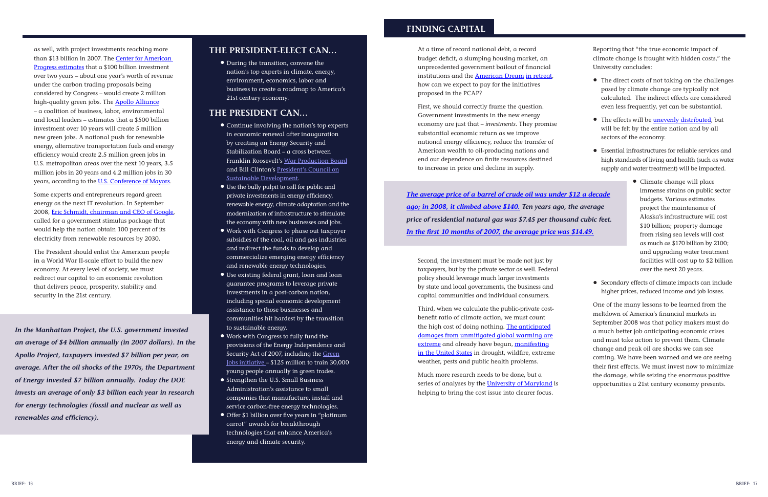as well, with project investments reaching more than $13 billion in 2007. The Center for American Progress estimates that a $100 billion investment over two years – about one year's worth of revenue under the carbon trading proposals being considered by Congress – would create 2 million high-quality green jobs. The Apollo Alliance – a coalition of business, labor, environmental and local leaders – estimates that a $500 billion investment over 10 years will create 5 million new green jobs. A national push for renewable energy, alternative transportation fuels and energy efficiency would create 2.5 million green jobs in U.S. metropolitan areas over the next 10 years, 3.5 million jobs in 20 years and 4.2 million jobs in 30 years, according to the U.S. Conference of Mayors.

Some experts and entrepreneurs regard green energy as the next IT revolution. In September 2008, Eric Schmidt, chairman and CEO of Google, called for a government stimulus package that would help the nation obtain 100 percent of its electricity from renewable resources by 2030.

The President should enlist the American people in a World War II-scale effort to build the new economy. At every level of society, we must redirect our capital to an economic revolution that delivers peace, prosperity, stability and security in the 21st century.

***In the Manhattan Project, the U.S. government invested an average of $4 billion annually (in 2007 dollars). In the Apollo Project, taxpayers invested $7 billion per year, on average. After the oil shocks of the 1970s, the Department of Energy invested $7 billion annually. Today the DOE invests an average of only $3 billion each year in research for energy technologies (fossil and nuclear as well as renewables and efficiency).***

## THE PRESIDENT-ELECT CAN...

- During the transition, convene the nation's top experts in climate, energy, environment, economics, labor and business to create a roadmap to America's 21st century economy.

## THE PRESIDENT CAN...

- Continue involving the nation's top experts in economic renewal after inauguration by creating an Energy Security and Stabilization Board – a cross between Franklin Roosevelt's War Production Board and Bill Clinton's President's Council on Sustainable Development.
- Use the bully pulpit to call for public and private investments in energy efficiency, renewable energy, climate adaptation and the modernization of infrastructure to stimulate the economy with new businesses and jobs.
- Work with Congress to phase out taxpayer subsidies of the coal, oil and gas industries and redirect the funds to develop and commercialize emerging energy efficiency and renewable energy technologies.
- Use existing federal grant, loan and loan guarantee programs to leverage private investments in a post-carbon nation, including special economic development assistance to those businesses and communities hit hardest by the transition to sustainable energy.
- Work with Congress to fully fund the provisions of the Energy Independence and Security Act of 2007, including the Green Jobs initiative – $125 million to train 30,000 young people annually in green trades.
- Strengthen the U.S. Small Business Administration's assistance to small companies that manufacture, install and service carbon-free energy technologies.
- Offer $1 billion over five years in "platinum carrot" awards for breakthrough technologies that enhance America's energy and climate security.

## FINDING CAPITAL

At a time of record national debt, a record budget deficit, a slumping housing market, an unprecedented government bailout of financial institutions and the American Dream in retreat, how can we expect to pay for the initiatives proposed in the PCAP?

First, we should correctly frame the question. Government investments in the new energy economy are just that – *investments*. They promise substantial economic return as we improve national energy efficiency, reduce the transfer of American wealth to oil-producing nations and end our dependence on finite resources destined to increase in price and decline in supply.

***The average price of a barrel of crude oil was under $12 a decade ago; in 2008, it climbed above $140. Ten years ago, the average price of residential natural gas was $7.45 per thousand cubic feet. In the first 10 months of 2007, the average price was $14.49.***

Second, the investment must be made not just by taxpayers, but by the private sector as well. Federal policy should leverage much larger investments by state and local governments, the business and capital communities and individual consumers.

Third, when we calculate the public-private cost-benefit ratio of climate action, we must count the high cost of doing nothing. The anticipated damages from unmitigated global warming are extreme and already have begun, manifesting in the United States in drought, wildfire, extreme weather, pests and public health problems.

Much more research needs to be done, but a series of analyses by the University of Maryland is helping to bring the cost issue into clearer focus.

Reporting that "the true economic impact of climate change is fraught with hidden costs," the University concludes:

- The direct costs of not taking on the challenges posed by climate change are typically not calculated. The indirect effects are considered even less frequently, yet can be substantial.
- The effects will be unevenly distributed, but will be felt by the entire nation and by all sectors of the economy.
- Essential infrastructures for reliable services and high standards of living and health (such as water supply and water treatment) will be impacted.
- Climate change will place immense strains on public sector budgets. Various estimates project the maintenance of Alaska's infrastructure will cost $10 billion; property damage from rising sea levels will cost as much as $170 billion by 2100; and upgrading water treatment facilities will cost up to $2 billion over the next 20 years.
- Secondary effects of climate impacts can include higher prices, reduced income and job losses.

One of the many lessons to be learned from the meltdown of America's financial markets in September 2008 was that policy makers must do a much better job anticipating economic crises and must take action to prevent them. Climate change and peak oil are shocks we can see coming. We have been warned and we are seeing their first effects. We must invest now to minimize the damage, while seizing the enormous positive opportunities a 21st century economy presents.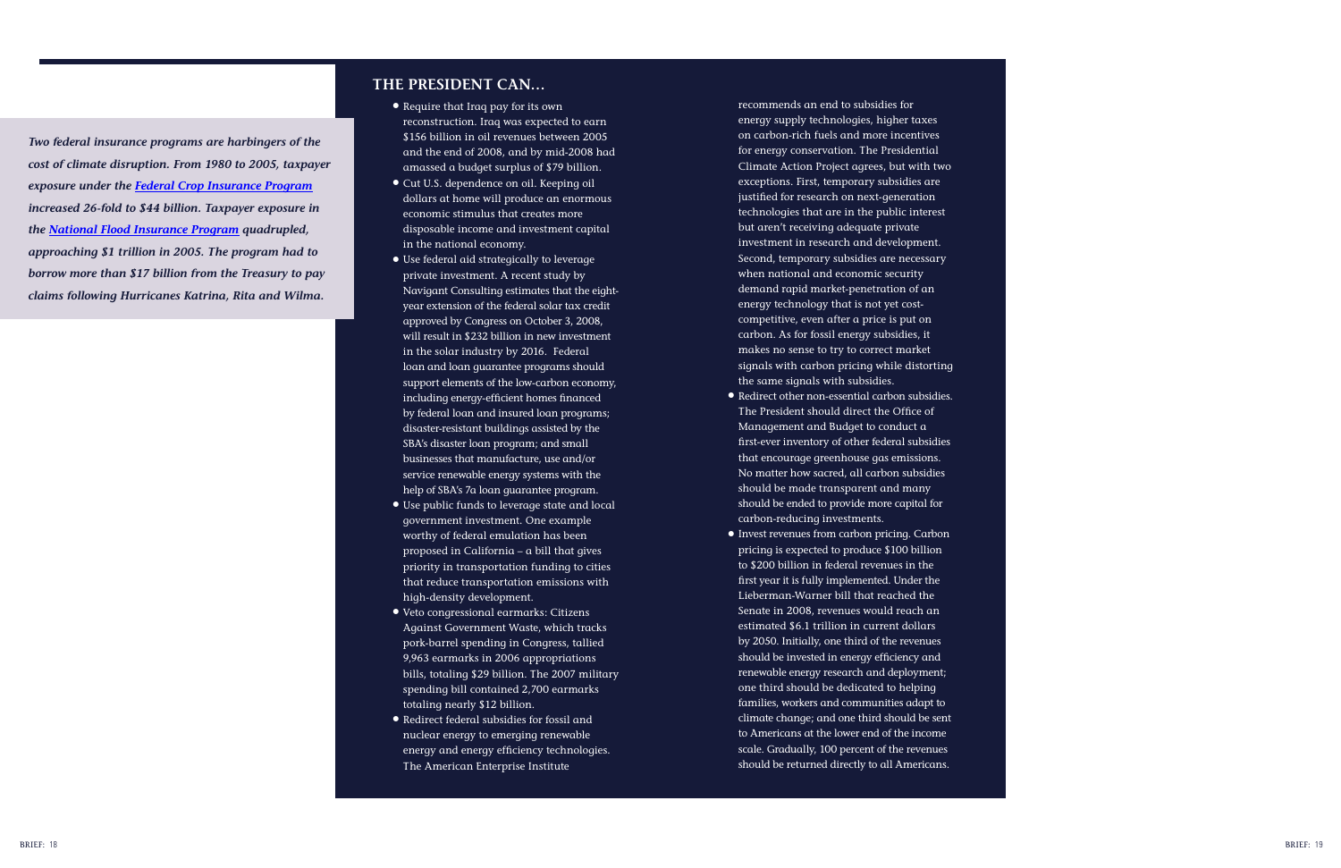*Two federal insurance programs are harbingers of the cost of climate disruption. From 1980 to 2005, taxpayer exposure under the Federal Crop Insurance Program increased 26-fold to $44 billion. Taxpayer exposure in the National Flood Insurance Program quadrupled, approaching $1 trillion in 2005. The program had to borrow more than $17 billion from the Treasury to pay claims following Hurricanes Katrina, Rita and Wilma.*

## THE PRESIDENT CAN...

- Require that Iraq pay for its own reconstruction. Iraq was expected to earn $156 billion in oil revenues between 2005 and the end of 2008, and by mid-2008 had amassed a budget surplus of $79 billion.
- Cut U.S. dependence on oil. Keeping oil dollars at home will produce an enormous economic stimulus that creates more disposable income and investment capital in the national economy.
- Use federal aid strategically to leverage private investment. A recent study by Navigant Consulting estimates that the eight-year extension of the federal solar tax credit approved by Congress on October 3, 2008, will result in $232 billion in new investment in the solar industry by 2016. Federal loan and loan guarantee programs should support elements of the low-carbon economy, including energy-efficient homes financed by federal loan and insured loan programs; disaster-resistant buildings assisted by the SBA's disaster loan program; and small businesses that manufacture, use and/or service renewable energy systems with the help of SBA's 7a loan guarantee program.
- Use public funds to leverage state and local government investment. One example worthy of federal emulation has been proposed in California – a bill that gives priority in transportation funding to cities that reduce transportation emissions with high-density development.
- Veto congressional earmarks: Citizens Against Government Waste, which tracks pork-barrel spending in Congress, tallied 9,963 earmarks in 2006 appropriations bills, totaling $29 billion. The 2007 military spending bill contained 2,700 earmarks totaling nearly $12 billion.
- Redirect federal subsidies for fossil and nuclear energy to emerging renewable energy and energy efficiency technologies. The American Enterprise Institute recommends an end to subsidies for energy supply technologies, higher taxes on carbon-rich fuels and more incentives for energy conservation. The Presidential Climate Action Project agrees, but with two exceptions. First, temporary subsidies are justified for research on next-generation technologies that are in the public interest but aren't receiving adequate private investment in research and development. Second, temporary subsidies are necessary when national and economic security demand rapid market-penetration of an energy technology that is not yet cost-competitive, even after a price is put on carbon. As for fossil energy subsidies, it makes no sense to try to correct market signals with carbon pricing while distorting the same signals with subsidies.
- Redirect other non-essential carbon subsidies. The President should direct the Office of Management and Budget to conduct a first-ever inventory of other federal subsidies that encourage greenhouse gas emissions. No matter how sacred, all carbon subsidies should be made transparent and many should be ended to provide more capital for carbon-reducing investments.
- Invest revenues from carbon pricing. Carbon pricing is expected to produce $100 billion to $200 billion in federal revenues in the first year it is fully implemented. Under the Lieberman-Warner bill that reached the Senate in 2008, revenues would reach an estimated $6.1 trillion in current dollars by 2050. Initially, one third of the revenues should be invested in energy efficiency and renewable energy research and deployment; one third should be dedicated to helping families, workers and communities adapt to climate change; and one third should be sent to Americans at the lower end of the income scale. Gradually, 100 percent of the revenues should be returned directly to all Americans.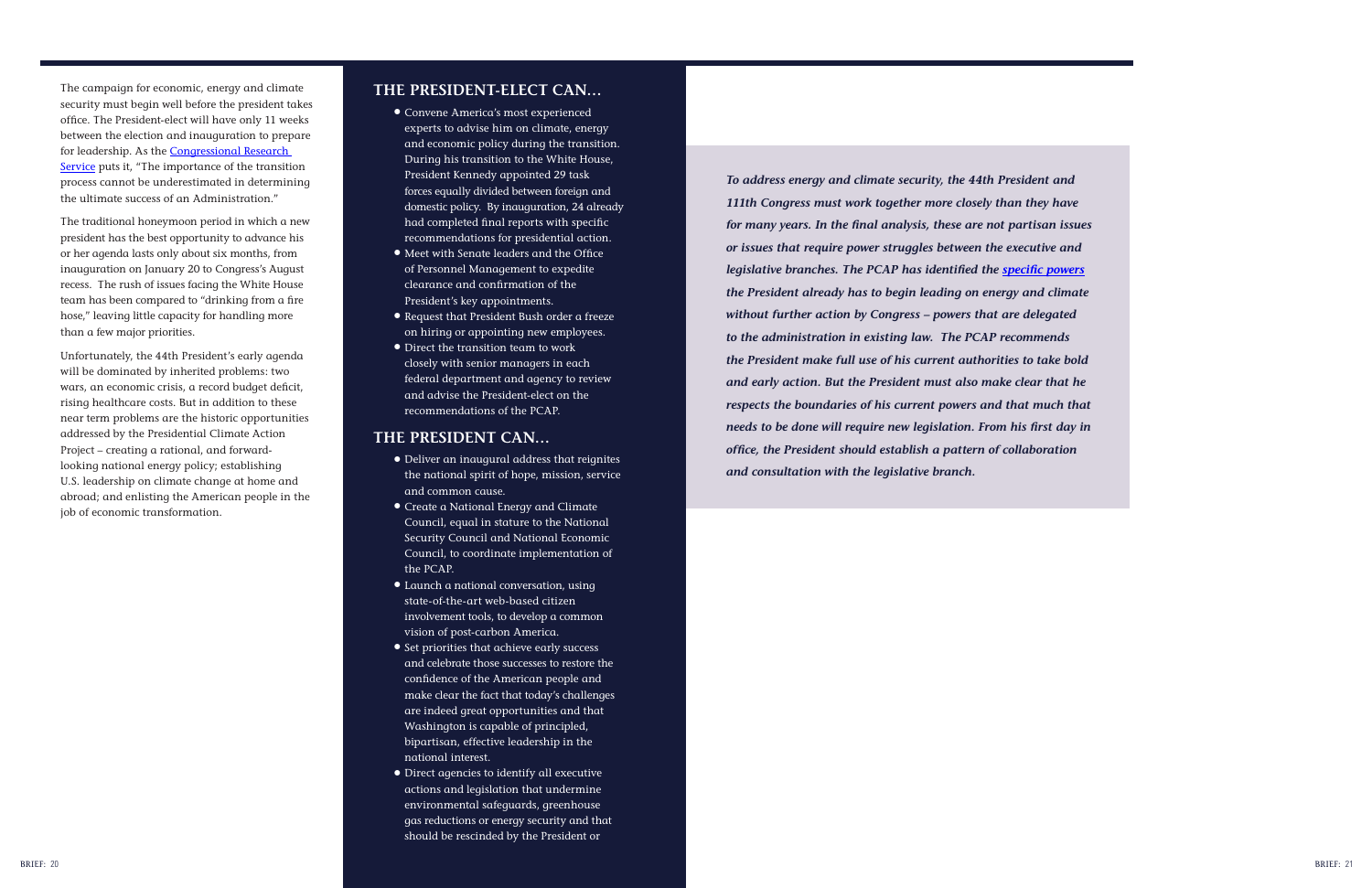The campaign for economic, energy and climate security must begin well before the president takes office. The President-elect will have only 11 weeks between the election and inauguration to prepare for leadership. As the Congressional Research Service puts it, "The importance of the transition process cannot be underestimated in determining the ultimate success of an Administration."

The traditional honeymoon period in which a new president has the best opportunity to advance his or her agenda lasts only about six months, from inauguration on January 20 to Congress's August recess. The rush of issues facing the White House team has been compared to "drinking from a fire hose," leaving little capacity for handling more than a few major priorities.

Unfortunately, the 44th President's early agenda will be dominated by inherited problems: two wars, an economic crisis, a record budget deficit, rising healthcare costs. But in addition to these near term problems are the historic opportunities addressed by the Presidential Climate Action Project – creating a rational, and forward-looking national energy policy; establishing U.S. leadership on climate change at home and abroad; and enlisting the American people in the job of economic transformation.

## THE PRESIDENT-ELECT CAN…

- Convene America's most experienced experts to advise him on climate, energy and economic policy during the transition. During his transition to the White House, President Kennedy appointed 29 task forces equally divided between foreign and domestic policy. By inauguration, 24 already had completed final reports with specific recommendations for presidential action.
- Meet with Senate leaders and the Office of Personnel Management to expedite clearance and confirmation of the President's key appointments.
- Request that President Bush order a freeze on hiring or appointing new employees.
- Direct the transition team to work closely with senior managers in each federal department and agency to review and advise the President-elect on the recommendations of the PCAP.

## THE PRESIDENT CAN…

- Deliver an inaugural address that reignites the national spirit of hope, mission, service and common cause.
- Create a National Energy and Climate Council, equal in stature to the National Security Council and National Economic Council, to coordinate implementation of the PCAP.
- Launch a national conversation, using state-of-the-art web-based citizen involvement tools, to develop a common vision of post-carbon America.
- Set priorities that achieve early success and celebrate those successes to restore the confidence of the American people and make clear the fact that today's challenges are indeed great opportunities and that Washington is capable of principled, bipartisan, effective leadership in the national interest.
- Direct agencies to identify all executive actions and legislation that undermine environmental safeguards, greenhouse gas reductions or energy security and that should be rescinded by the President or

***To address energy and climate security, the 44th President and 111th Congress must work together more closely than they have for many years. In the final analysis, these are not partisan issues or issues that require power struggles between the executive and legislative branches. The PCAP has identified the specific powers the President already has to begin leading on energy and climate without further action by Congress – powers that are delegated to the administration in existing law. The PCAP recommends the President make full use of his current authorities to take bold and early action. But the President must also make clear that he respects the boundaries of his current powers and that much that needs to be done will require new legislation. From his first day in office, the President should establish a pattern of collaboration and consultation with the legislative branch.***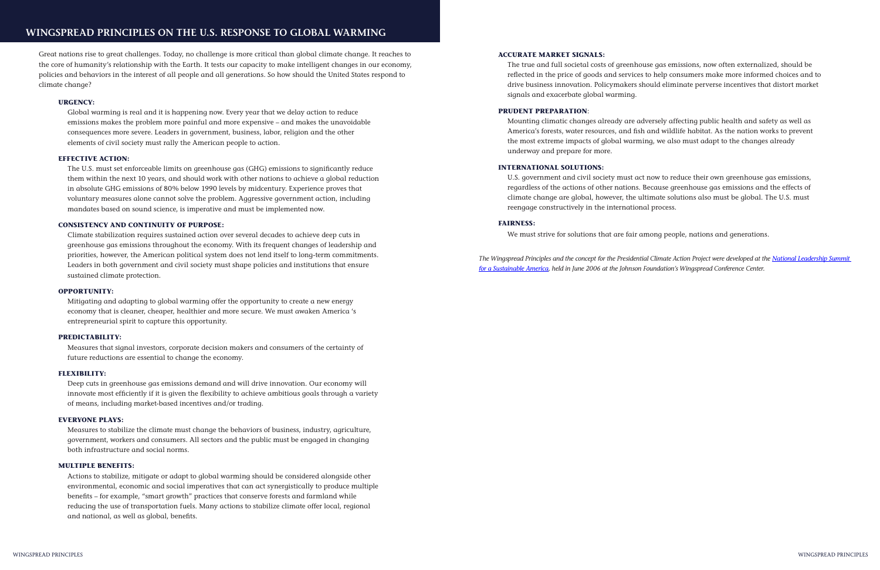## WINGSPREAD PRINCIPLES ON THE U.S. RESPONSE TO GLOBAL WARMING

Great nations rise to great challenges. Today, no challenge is more critical than global climate change. It reaches to the core of humanity's relationship with the Earth. It tests our capacity to make intelligent changes in our economy, policies and behaviors in the interest of all people and all generations. So how should the United States respond to climate change?

### URGENCY:

Global warming is real and it is happening now. Every year that we delay action to reduce emissions makes the problem more painful and more expensive – and makes the unavoidable consequences more severe. Leaders in government, business, labor, religion and the other elements of civil society must rally the American people to action.

### EFFECTIVE ACTION:

The U.S. must set enforceable limits on greenhouse gas (GHG) emissions to significantly reduce them within the next 10 years, and should work with other nations to achieve a global reduction in absolute GHG emissions of 80% below 1990 levels by midcentury. Experience proves that voluntary measures alone cannot solve the problem. Aggressive government action, including mandates based on sound science, is imperative and must be implemented now.

### CONSISTENCY AND CONTINUITY OF PURPOSE:

Climate stabilization requires sustained action over several decades to achieve deep cuts in greenhouse gas emissions throughout the economy. With its frequent changes of leadership and priorities, however, the American political system does not lend itself to long-term commitments. Leaders in both government and civil society must shape policies and institutions that ensure sustained climate protection.

### OPPORTUNITY:

Mitigating and adapting to global warming offer the opportunity to create a new energy economy that is cleaner, cheaper, healthier and more secure. We must awaken America 's entrepreneurial spirit to capture this opportunity.

### PREDICTABILITY:

Measures that signal investors, corporate decision makers and consumers of the certainty of future reductions are essential to change the economy.

### FLEXIBILITY:

Deep cuts in greenhouse gas emissions demand and will drive innovation. Our economy will innovate most efficiently if it is given the flexibility to achieve ambitious goals through a variety of means, including market-based incentives and/or trading.

### EVERYONE PLAYS:

Measures to stabilize the climate must change the behaviors of business, industry, agriculture, government, workers and consumers. All sectors and the public must be engaged in changing both infrastructure and social norms.

### MULTIPLE BENEFITS:

Actions to stabilize, mitigate or adapt to global warming should be considered alongside other environmental, economic and social imperatives that can act synergistically to produce multiple benefits – for example, "smart growth" practices that conserve forests and farmland while reducing the use of transportation fuels. Many actions to stabilize climate offer local, regional and national, as well as global, benefits.

### ACCURATE MARKET SIGNALS:

The true and full societal costs of greenhouse gas emissions, now often externalized, should be reflected in the price of goods and services to help consumers make more informed choices and to drive business innovation. Policymakers should eliminate perverse incentives that distort market signals and exacerbate global warming.

### PRUDENT PREPARATION:

Mounting climatic changes already are adversely affecting public health and safety as well as America's forests, water resources, and fish and wildlife habitat. As the nation works to prevent the most extreme impacts of global warming, we also must adapt to the changes already underway and prepare for more.

### INTERNATIONAL SOLUTIONS:

U.S. government and civil society must act now to reduce their own greenhouse gas emissions, regardless of the actions of other nations. Because greenhouse gas emissions and the effects of climate change are global, however, the ultimate solutions also must be global. The U.S. must reengage constructively in the international process.

### FAIRNESS:

We must strive for solutions that are fair among people, nations and generations.

*The Wingspread Principles and the concept for the Presidential Climate Action Project were developed at the National Leadership Summit for a Sustainable America, held in June 2006 at the Johnson Foundation's Wingspread Conference Center.*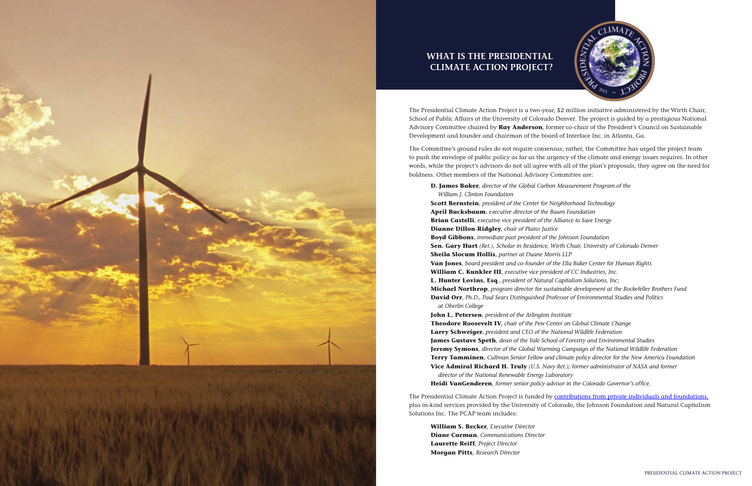## WHAT IS THE PRESIDENTIAL CLIMATE ACTION PROJECT?

The Presidential Climate Action Project is a two-year, $2 million initiative administered by the Wirth Chair, School of Public Affairs at the University of Colorado Denver. The project is guided by a prestigious National Advisory Committee chaired by **Ray Anderson**, former co-chair of the President's Council on Sustainable Development and founder and chairman of the board of Interface Inc. in Atlanta, Ga.

The Committee's ground rules do not require consensus; rather, the Committee has urged the project team to push the envelope of public policy as far as the urgency of the climate and energy issues requires. In other words, while the project's advisors do not all agree with all of the plan's proposals, they agree on the need for boldness. Other members of the National Advisory Committee are:

**D. James Baker**, *director of the Global Carbon Measurement Program of the William J. Clinton Foundation*
**Scott Bernstein**, *president of the Center for Neighborhood Technology*
**April Bucksbaum**, *executive director of the Baum Foundation*
**Brian Castelli**, *executive vice president of the Alliance to Save Energy*
**Dianne Dillon-Ridgley**, *chair of Plains Justice*
**Boyd Gibbons**, *immediate past president of the Johnson Foundation*
**Sen. Gary Hart** *(Ret.), Scholar in Residence, Wirth Chair, University of Colorado Denver*
**Sheila Slocum Hollis**, *partner at Duane Morris LLP*
**Van Jones**, *board president and co-founder of the Ella Baker Center for Human Rights*
**William C. Kunkler III**, *executive vice president of CC Industries, Inc.*
**L. Hunter Lovins, Esq**., *president of Natural Capitalism Solutions, Inc*;
**Michael Northrop**, *program director for sustainable development at the Rockefeller Brothers Fund*
**David Orr**, *Ph.D., Paul Sears Distinguished Professor of Environmental Studies and Politics at Oberlin College*
**John L. Petersen**, *president of the Arlington Institute*
**Theodore Roosevelt IV**, *chair of the Pew Center on Global Climate Change*
**Larry Schweiger**, *president and CEO of the National Wildlife Federation*
**James Gustave Speth**, *dean of the Yale School of Forestry and Environmental Studies*
**Jeremy Symons**, *director of the Global Warming Campaign of the National Wildlife Federation*
**Terry Tamminen**, *Cullman Senior Fellow and climate policy director for the New America Foundation*
**Vice Admiral Richard H. Truly** *(U.S. Navy Ret.); former administrator of NASA and former director of the National Renewable Energy Laboratory*
**Heidi VanGenderen**, *former senior policy advisor in the Colorado Governor's office.*

The Presidential Climate Action Project is funded by contributions from private individuals and foundations, plus in-kind services provided by the University of Colorado, the Johnson Foundation and Natural Capitalism Solutions Inc. The PCAP team includes:

**William S. Becker**, *Executive Director*
**Diane Carman**, *Communications Director*
**Laurette Reiff**, *Project Director*
**Morgan Pitts**, *Research Director*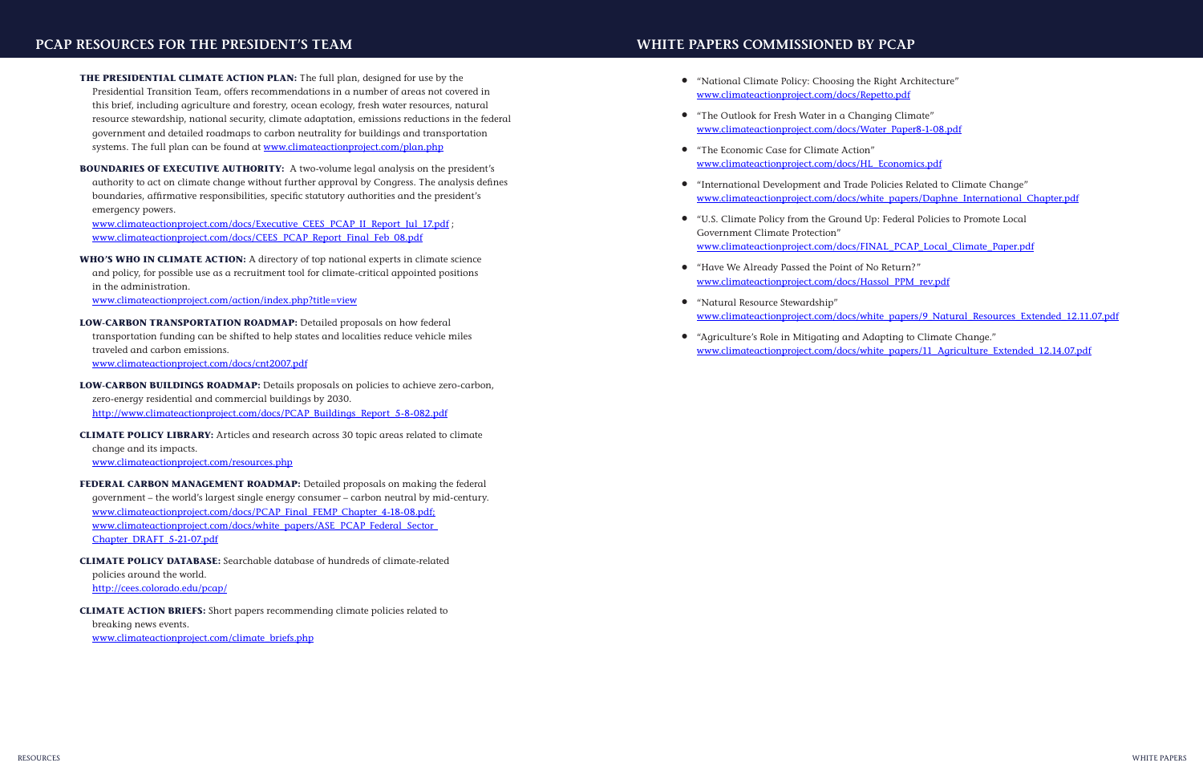## PCAP RESOURCES FOR THE PRESIDENT'S TEAM

**THE PRESIDENTIAL CLIMATE ACTION PLAN:** The full plan, designed for use by the Presidential Transition Team, offers recommendations in a number of areas not covered in this brief, including agriculture and forestry, ocean ecology, fresh water resources, natural resource stewardship, national security, climate adaptation, emissions reductions in the federal government and detailed roadmaps to carbon neutrality for buildings and transportation systems. The full plan can be found at www.climateactionproject.com/plan.php

**BOUNDARIES OF EXECUTIVE AUTHORITY:** A two-volume legal analysis on the president's authority to act on climate change without further approval by Congress. The analysis defines boundaries, affirmative responsibilities, specific statutory authorities and the president's emergency powers.
www.climateactionproject.com/docs/Executive_CEES_PCAP_II_Report_Jul_17.pdf ;
www.climateactionproject.com/docs/CEES_PCAP_Report_Final_Feb_08.pdf

**WHO'S WHO IN CLIMATE ACTION:** A directory of top national experts in climate science and policy, for possible use as a recruitment tool for climate-critical appointed positions in the administration.
www.climateactionproject.com/action/index.php?title=view

**LOW-CARBON TRANSPORTATION ROADMAP:** Detailed proposals on how federal transportation funding can be shifted to help states and localities reduce vehicle miles traveled and carbon emissions.
www.climateactionproject.com/docs/cnt2007.pdf

**LOW-CARBON BUILDINGS ROADMAP:** Details proposals on policies to achieve zero-carbon, zero-energy residential and commercial buildings by 2030.
http://www.climateactionproject.com/docs/PCAP_Buildings_Report_5-8-082.pdf

**CLIMATE POLICY LIBRARY:** Articles and research across 30 topic areas related to climate change and its impacts.
www.climateactionproject.com/resources.php

**FEDERAL CARBON MANAGEMENT ROADMAP:** Detailed proposals on making the federal government – the world's largest single energy consumer – carbon neutral by mid-century.
www.climateactionproject.com/docs/PCAP_Final_FEMP_Chapter_4-18-08.pdf;
www.climateactionproject.com/docs/white_papers/ASE_PCAP_Federal_Sector_Chapter_DRAFT_5-21-07.pdf

**CLIMATE POLICY DATABASE:** Searchable database of hundreds of climate-related policies around the world.
http://cees.colorado.edu/pcap/

**CLIMATE ACTION BRIEFS:** Short papers recommending climate policies related to breaking news events.
www.climateactionproject.com/climate_briefs.php

## WHITE PAPERS COMMISSIONED BY PCAP

- "National Climate Policy: Choosing the Right Architecture"
  www.climateactionproject.com/docs/Repetto.pdf
- "The Outlook for Fresh Water in a Changing Climate"
  www.climateactionproject.com/docs/Water_Paper8-1-08.pdf
- "The Economic Case for Climate Action"
  www.climateactionproject.com/docs/HL_Economics.pdf
- "International Development and Trade Policies Related to Climate Change"
  www.climateactionproject.com/docs/white_papers/Daphne_International_Chapter.pdf
- "U.S. Climate Policy from the Ground Up: Federal Policies to Promote Local Government Climate Protection"
  www.climateactionproject.com/docs/FINAL_PCAP_Local_Climate_Paper.pdf
- "Have We Already Passed the Point of No Return?"
  www.climateactionproject.com/docs/Hassol_PPM_rev.pdf
- "Natural Resource Stewardship"
  www.climateactionproject.com/docs/white_papers/9_Natural_Resources_Extended_12.11.07.pdf
- "Agriculture's Role in Mitigating and Adapting to Climate Change."
  www.climateactionproject.com/docs/white_papers/11_Agriculture_Extended_12.14.07.pdf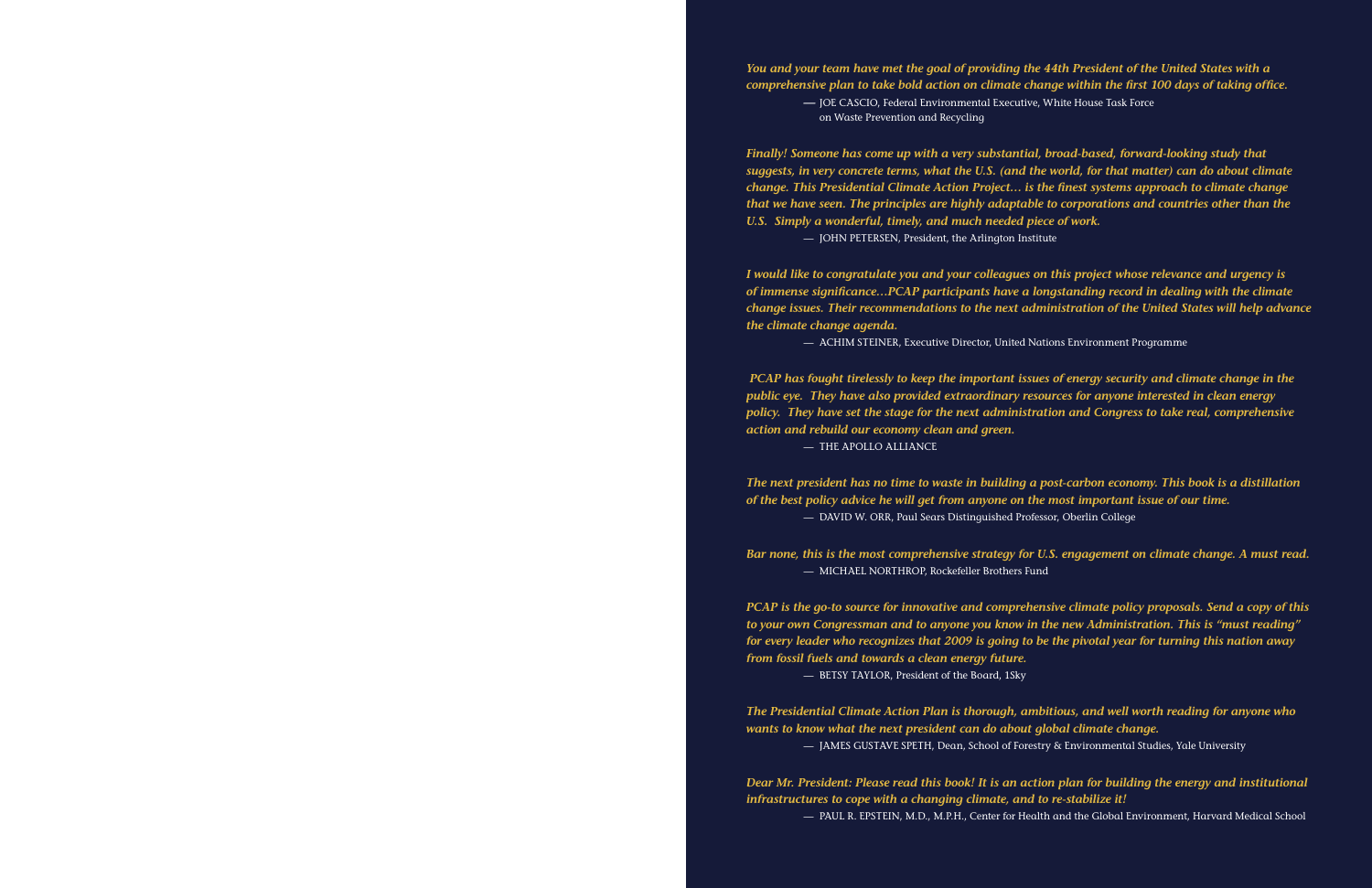*You and your team have met the goal of providing the 44th President of the United States with a comprehensive plan to take bold action on climate change within the first 100 days of taking office.*

— JOE CASCIO, Federal Environmental Executive, White House Task Force on Waste Prevention and Recycling

*Finally! Someone has come up with a very substantial, broad-based, forward-looking study that suggests, in very concrete terms, what the U.S. (and the world, for that matter) can do about climate change. This Presidential Climate Action Project… is the finest systems approach to climate change that we have seen. The principles are highly adaptable to corporations and countries other than the U.S. Simply a wonderful, timely, and much needed piece of work.*

— JOHN PETERSEN, President, the Arlington Institute

*I would like to congratulate you and your colleagues on this project whose relevance and urgency is of immense significance…PCAP participants have a longstanding record in dealing with the climate change issues. Their recommendations to the next administration of the United States will help advance the climate change agenda.*

— ACHIM STEINER, Executive Director, United Nations Environment Programme

*PCAP has fought tirelessly to keep the important issues of energy security and climate change in the public eye. They have also provided extraordinary resources for anyone interested in clean energy policy. They have set the stage for the next administration and Congress to take real, comprehensive action and rebuild our economy clean and green.*

— THE APOLLO ALLIANCE

*The next president has no time to waste in building a post-carbon economy. This book is a distillation of the best policy advice he will get from anyone on the most important issue of our time.*

— DAVID W. ORR, Paul Sears Distinguished Professor, Oberlin College

*Bar none, this is the most comprehensive strategy for U.S. engagement on climate change. A must read.*

— MICHAEL NORTHROP, Rockefeller Brothers Fund

*PCAP is the go-to source for innovative and comprehensive climate policy proposals. Send a copy of this to your own Congressman and to anyone you know in the new Administration. This is "must reading" for every leader who recognizes that 2009 is going to be the pivotal year for turning this nation away from fossil fuels and towards a clean energy future.*

— BETSY TAYLOR, President of the Board, 1Sky

*The Presidential Climate Action Plan is thorough, ambitious, and well worth reading for anyone who wants to know what the next president can do about global climate change.*

— JAMES GUSTAVE SPETH, Dean, School of Forestry & Environmental Studies, Yale University

*Dear Mr. President: Please read this book! It is an action plan for building the energy and institutional infrastructures to cope with a changing climate, and to re-stabilize it!*

— PAUL R. EPSTEIN, M.D., M.P.H., Center for Health and the Global Environment, Harvard Medical School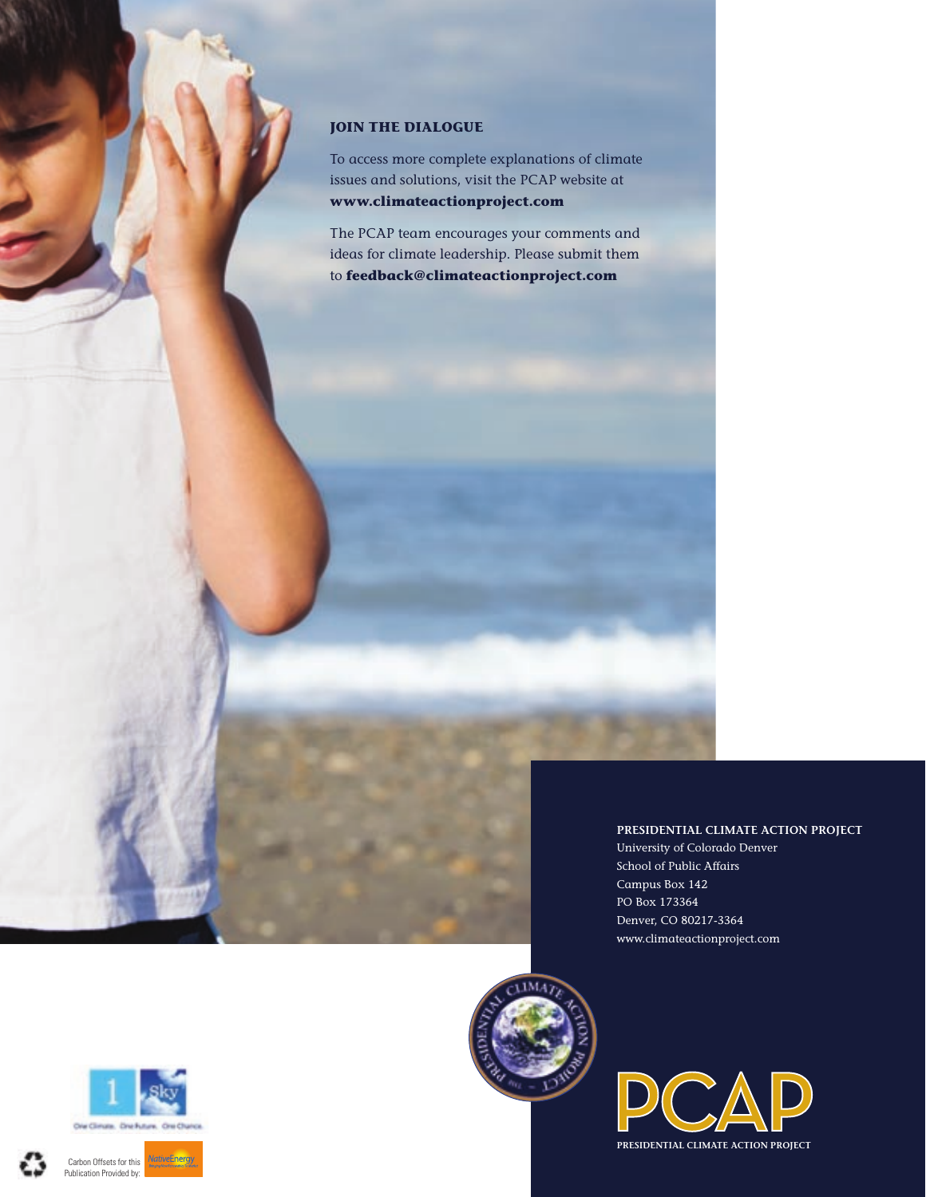## JOIN THE DIALOGUE

To access more complete explanations of climate issues and solutions, visit the PCAP website at **www.climateactionproject.com**

The PCAP team encourages your comments and ideas for climate leadership. Please submit them to **feedback@climateactionproject.com**

**PRESIDENTIAL CLIMATE ACTION PROJECT**
University of Colorado Denver
School of Public Affairs
Campus Box 142
PO Box 173364
Denver, CO 80217-3364
www.climateactionproject.com

PCAP

PRESIDENTIAL CLIMATE ACTION PROJECT

1 Sky
One Climate. One Future. One Chance.

Carbon Offsets for this Publication Provided by: NativeEnergy